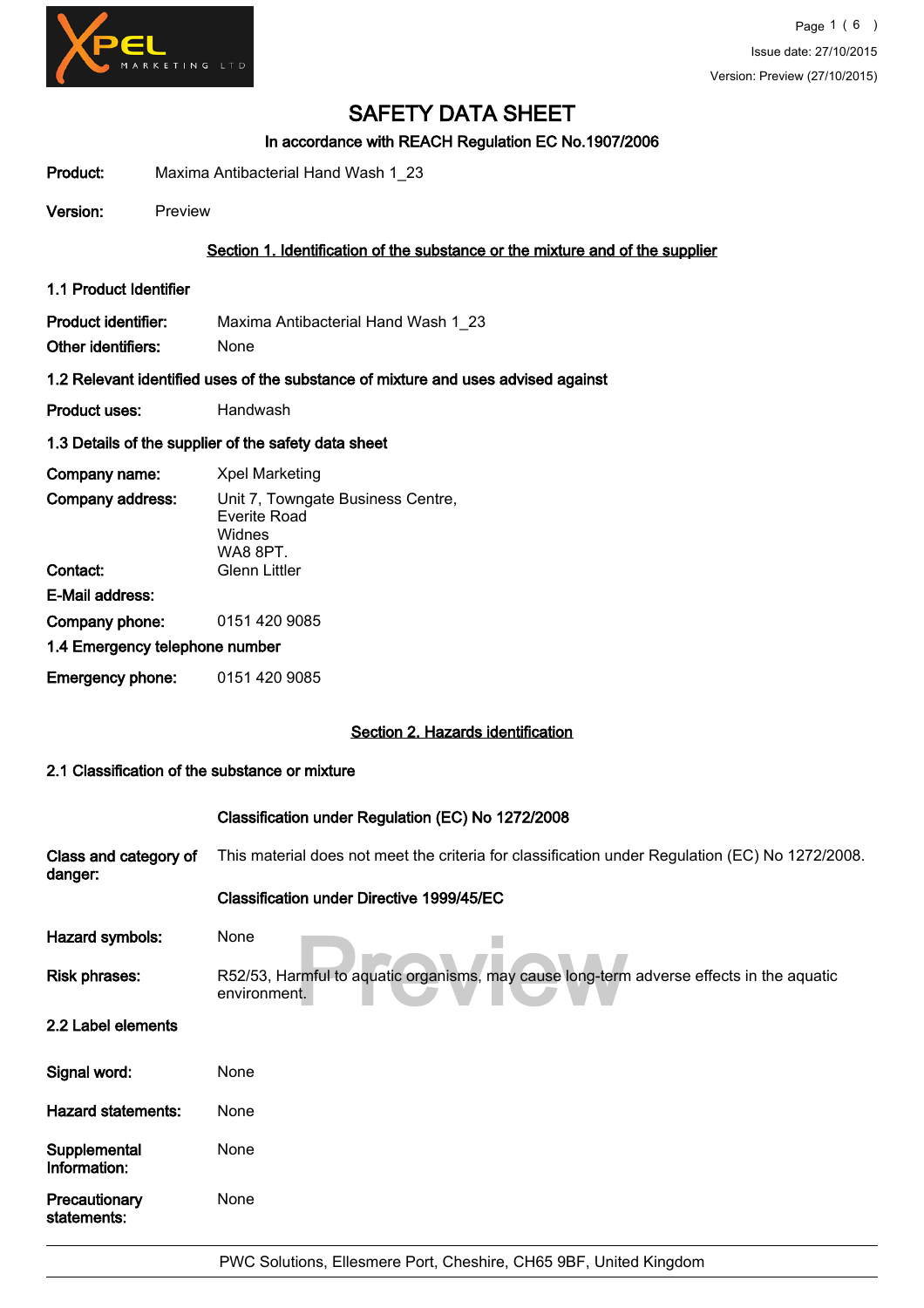# SAFETY DATA SHEET

**In accordance with REACH Regulation EC No.1907/2006**

**Product:** Maxima Antibacterial Hand Wash 1_23

**Version:** Preview

## Section 1. Identification of the substance or the mixture and of the supplier

### 1.1 Product Identifier

**Product identifier:** Maxima Antibacterial Hand Wash 1_23

**Other identifiers:** None

### 1.2 Relevant identified uses of the substance of mixture and uses advised against

**Product uses:** Handwash

### 1.3 Details of the supplier of the safety data sheet

**Company name:** Xpel Marketing

**Company address:** Unit 7, Towngate Business Centre, Everite Road, Widnes, WA8 8PT.

**Contact:** Glenn Littler

**E-Mail address:**

**Company phone:** 0151 420 9085

### 1.4 Emergency telephone number

**Emergency phone:** 0151 420 9085

## Section 2. Hazards identification

### 2.1 Classification of the substance or mixture

**Classification under Regulation (EC) No 1272/2008**

**Class and category of danger:** This material does not meet the criteria for classification under Regulation (EC) No 1272/2008.

**Classification under Directive 1999/45/EC**

**Hazard symbols:** None

**Risk phrases:** R52/53, Harmful to aquatic organisms, may cause long-term adverse effects in the aquatic environment.

### 2.2 Label elements

**Signal word:** None

**Hazard statements:** None

**Supplemental Information:** None

**Precautionary statements:** None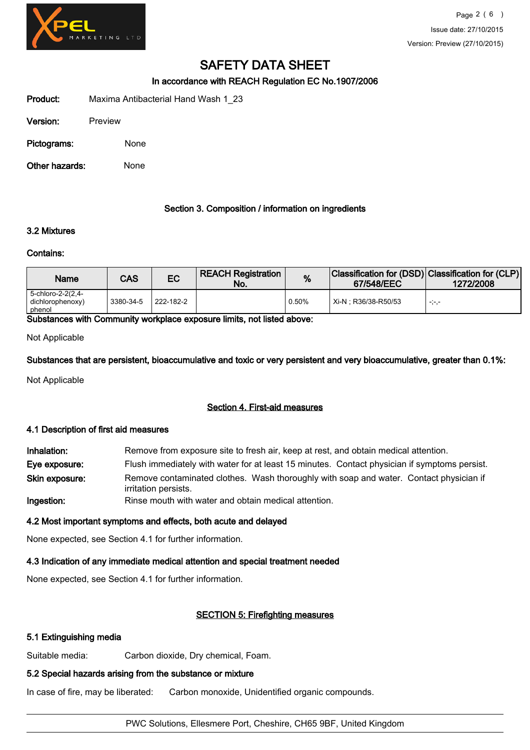# SAFETY DATA SHEET

### In accordance with REACH Regulation EC No.1907/2006

**Product:** Maxima Antibacterial Hand Wash 1_23

**Version:** Preview

**Pictograms:** None

**Other hazards:** None

## Section 3. Composition / information on ingredients

### 3.2 Mixtures

**Contains:**

| Name | CAS | EC | REACH Registration No. | % | Classification for (DSD) 67/548/EEC | Classification for (CLP) 1272/2008 |
|---|---|---|---|---|---|---|
| 5-chloro-2-2(2,4-dichlorophenoxy) phenol | 3380-34-5 | 222-182-2 | | 0.50% | Xi-N ; R36/38-R50/53 | -;-,- |

**Substances with Community workplace exposure limits, not listed above:**

Not Applicable

**Substances that are persistent, bioaccumulative and toxic or very persistent and very bioaccumulative, greater than 0.1%:**

Not Applicable

## Section 4. First-aid measures

### 4.1 Description of first aid measures

**Inhalation:** Remove from exposure site to fresh air, keep at rest, and obtain medical attention.

**Eye exposure:** Flush immediately with water for at least 15 minutes. Contact physician if symptoms persist.

**Skin exposure:** Remove contaminated clothes. Wash thoroughly with soap and water. Contact physician if irritation persists.

**Ingestion:** Rinse mouth with water and obtain medical attention.

### 4.2 Most important symptoms and effects, both acute and delayed

None expected, see Section 4.1 for further information.

### 4.3 Indication of any immediate medical attention and special treatment needed

None expected, see Section 4.1 for further information.

## SECTION 5: Firefighting measures

### 5.1 Extinguishing media

Suitable media: Carbon dioxide, Dry chemical, Foam.

### 5.2 Special hazards arising from the substance or mixture

In case of fire, may be liberated: Carbon monoxide, Unidentified organic compounds.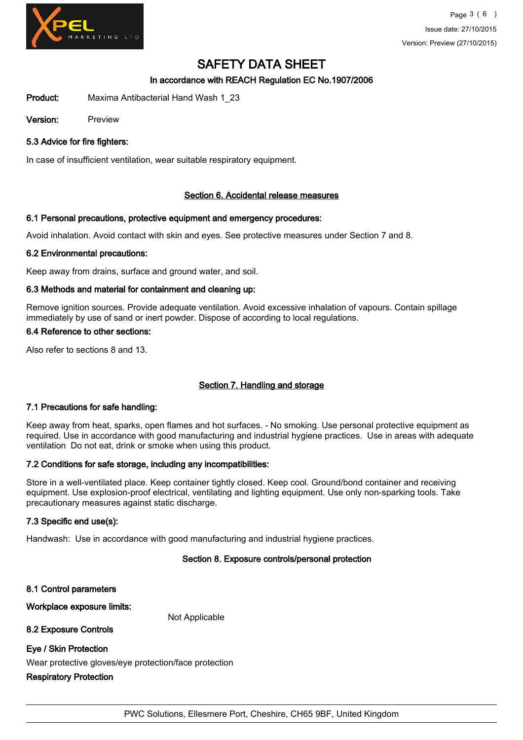# SAFETY DATA SHEET

## In accordance with REACH Regulation EC No.1907/2006

**Product:** Maxima Antibacterial Hand Wash 1_23

**Version:** Preview

### 5.3 Advice for fire fighters:

In case of insufficient ventilation, wear suitable respiratory equipment.

## Section 6. Accidental release measures

### 6.1 Personal precautions, protective equipment and emergency procedures:

Avoid inhalation. Avoid contact with skin and eyes. See protective measures under Section 7 and 8.

### 6.2 Environmental precautions:

Keep away from drains, surface and ground water, and soil.

### 6.3 Methods and material for containment and cleaning up:

Remove ignition sources. Provide adequate ventilation. Avoid excessive inhalation of vapours. Contain spillage immediately by use of sand or inert powder. Dispose of according to local regulations.

### 6.4 Reference to other sections:

Also refer to sections 8 and 13.

## Section 7. Handling and storage

### 7.1 Precautions for safe handling:

Keep away from heat, sparks, open flames and hot surfaces. - No smoking. Use personal protective equipment as required. Use in accordance with good manufacturing and industrial hygiene practices. Use in areas with adequate ventilation Do not eat, drink or smoke when using this product.

### 7.2 Conditions for safe storage, including any incompatibilities:

Store in a well-ventilated place. Keep container tightly closed. Keep cool. Ground/bond container and receiving equipment. Use explosion-proof electrical, ventilating and lighting equipment. Use only non-sparking tools. Take precautionary measures against static discharge.

### 7.3 Specific end use(s):

Handwash: Use in accordance with good manufacturing and industrial hygiene practices.

## Section 8. Exposure controls/personal protection

### 8.1 Control parameters

**Workplace exposure limits:**

Not Applicable

### 8.2 Exposure Controls

**Eye / Skin Protection**

Wear protective gloves/eye protection/face protection

**Respiratory Protection**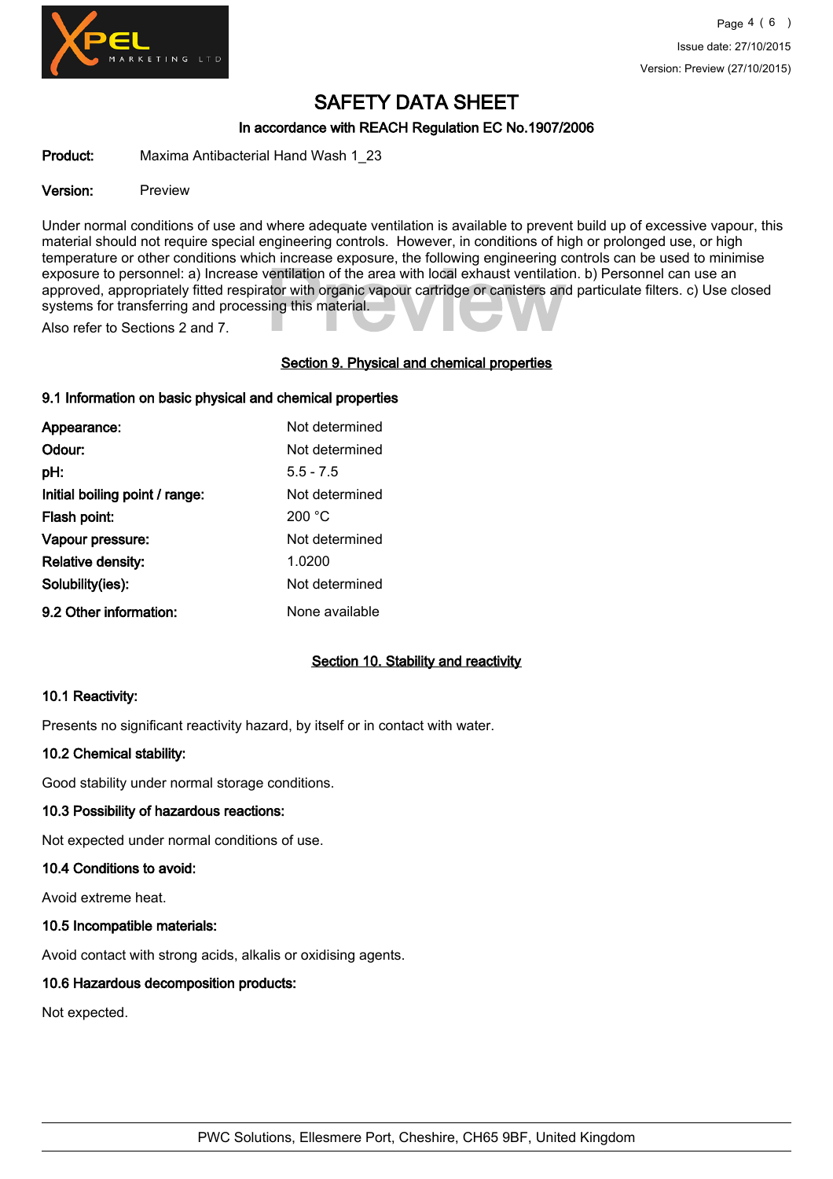# SAFETY DATA SHEET

### In accordance with REACH Regulation EC No.1907/2006

**Product:** Maxima Antibacterial Hand Wash 1_23

**Version:** Preview

Under normal conditions of use and where adequate ventilation is available to prevent build up of excessive vapour, this material should not require special engineering controls. However, in conditions of high or prolonged use, or high temperature or other conditions which increase exposure, the following engineering controls can be used to minimise exposure to personnel: a) Increase ventilation of the area with local exhaust ventilation. b) Personnel can use an approved, appropriately fitted respirator with organic vapour cartridge or canisters and particulate filters. c) Use closed systems for transferring and processing this material.

Also refer to Sections 2 and 7.

## Section 9. Physical and chemical properties

### 9.1 Information on basic physical and chemical properties

| | |
|---|---|
| **Appearance:** | Not determined |
| **Odour:** | Not determined |
| **pH:** | 5.5 - 7.5 |
| **Initial boiling point / range:** | Not determined |
| **Flash point:** | 200 °C |
| **Vapour pressure:** | Not determined |
| **Relative density:** | 1.0200 |
| **Solubility(ies):** | Not determined |
| **9.2 Other information:** | None available |

## Section 10. Stability and reactivity

### 10.1 Reactivity:

Presents no significant reactivity hazard, by itself or in contact with water.

### 10.2 Chemical stability:

Good stability under normal storage conditions.

### 10.3 Possibility of hazardous reactions:

Not expected under normal conditions of use.

### 10.4 Conditions to avoid:

Avoid extreme heat.

### 10.5 Incompatible materials:

Avoid contact with strong acids, alkalis or oxidising agents.

### 10.6 Hazardous decomposition products:

Not expected.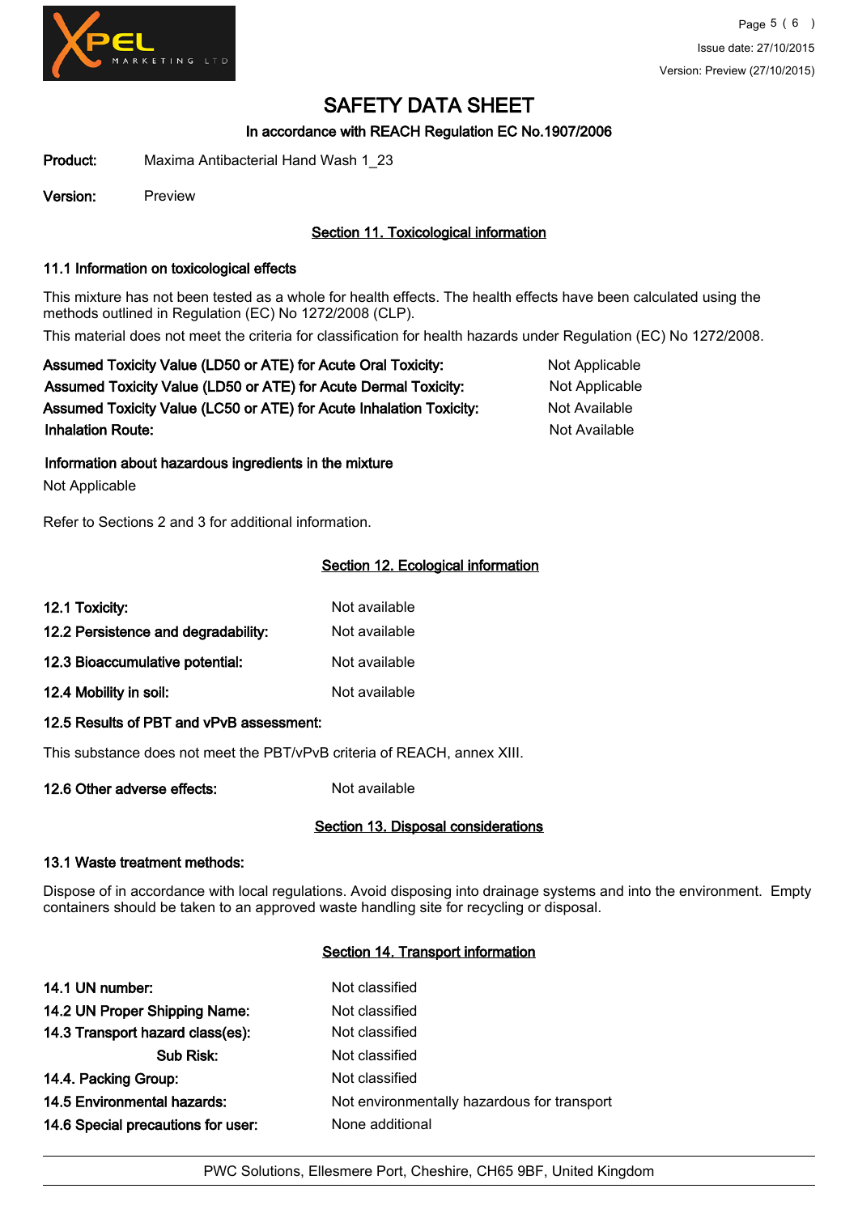# SAFETY DATA SHEET

### In accordance with REACH Regulation EC No.1907/2006

**Product:** Maxima Antibacterial Hand Wash 1_23

**Version:** Preview

## Section 11. Toxicological information

### 11.1 Information on toxicological effects

This mixture has not been tested as a whole for health effects. The health effects have been calculated using the methods outlined in Regulation (EC) No 1272/2008 (CLP).

This material does not meet the criteria for classification for health hazards under Regulation (EC) No 1272/2008.

| | |
|---|---|
| **Assumed Toxicity Value (LD50 or ATE) for Acute Oral Toxicity:** | Not Applicable |
| **Assumed Toxicity Value (LD50 or ATE) for Acute Dermal Toxicity:** | Not Applicable |
| **Assumed Toxicity Value (LC50 or ATE) for Acute Inhalation Toxicity:** | Not Available |
| **Inhalation Route:** | Not Available |

**Information about hazardous ingredients in the mixture**

Not Applicable

Refer to Sections 2 and 3 for additional information.

## Section 12. Ecological information

| | |
|---|---|
| **12.1 Toxicity:** | Not available |
| **12.2 Persistence and degradability:** | Not available |
| **12.3 Bioaccumulative potential:** | Not available |
| **12.4 Mobility in soil:** | Not available |

**12.5 Results of PBT and vPvB assessment:**

This substance does not meet the PBT/vPvB criteria of REACH, annex XIII.

**12.6 Other adverse effects:** Not available

## Section 13. Disposal considerations

### 13.1 Waste treatment methods:

Dispose of in accordance with local regulations. Avoid disposing into drainage systems and into the environment. Empty containers should be taken to an approved waste handling site for recycling or disposal.

## Section 14. Transport information

| | |
|---|---|
| **14.1 UN number:** | Not classified |
| **14.2 UN Proper Shipping Name:** | Not classified |
| **14.3 Transport hazard class(es):** | Not classified |
| **Sub Risk:** | Not classified |
| **14.4. Packing Group:** | Not classified |
| **14.5 Environmental hazards:** | Not environmentally hazardous for transport |
| **14.6 Special precautions for user:** | None additional |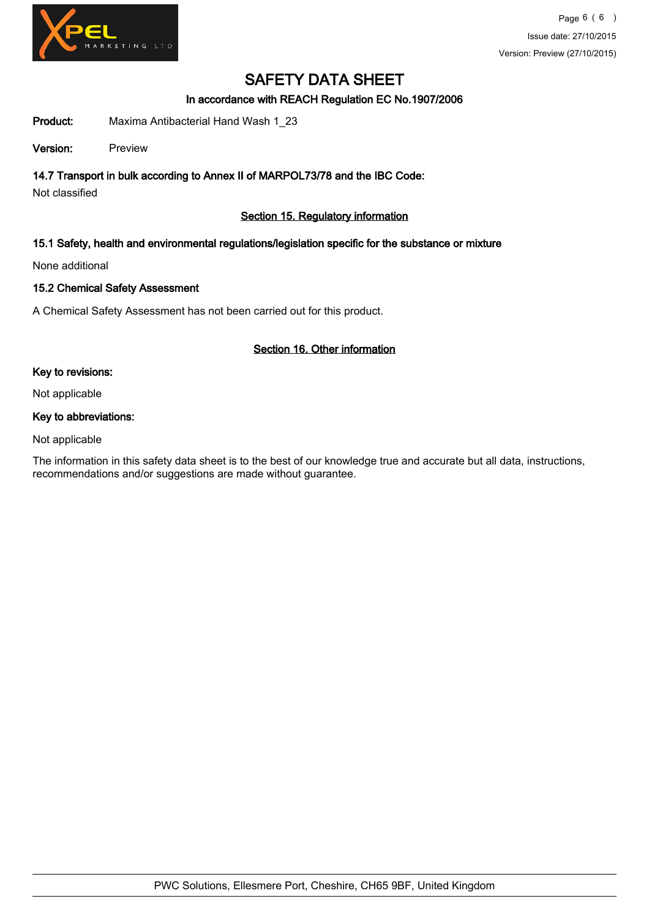# SAFETY DATA SHEET

In accordance with REACH Regulation EC No.1907/2006

**Product:** Maxima Antibacterial Hand Wash 1_23

**Version:** Preview

### 14.7 Transport in bulk according to Annex II of MARPOL73/78 and the IBC Code:

Not classified

## Section 15. Regulatory information

### 15.1 Safety, health and environmental regulations/legislation specific for the substance or mixture

None additional

### 15.2 Chemical Safety Assessment

A Chemical Safety Assessment has not been carried out for this product.

## Section 16. Other information

**Key to revisions:**

Not applicable

**Key to abbreviations:**

Not applicable

The information in this safety data sheet is to the best of our knowledge true and accurate but all data, instructions, recommendations and/or suggestions are made without guarantee.